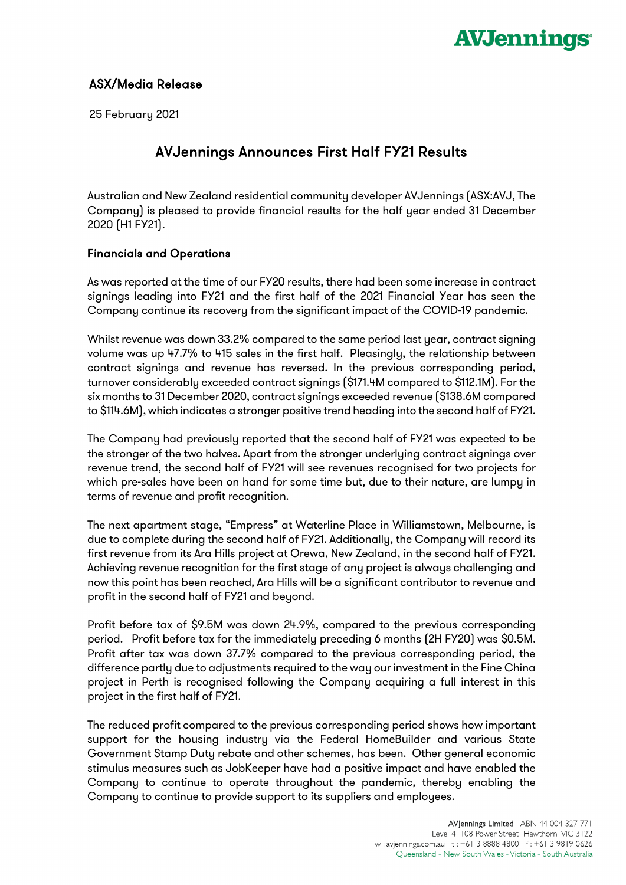AVJennings

## ASX/Media Release

25 February 2021

# AVJennings Announces First Half FY21 Results

Australian and New Zealand residential community developer AVJennings (ASX:AVJ, The Company) is pleased to provide financial results for the half year ended 31 December 2020 (H1 FY21).

### Financials and Operations

As was reported at the time of our FY20 results, there had been some increase in contract signings leading into FY21 and the first half of the 2021 Financial Year has seen the Company continue its recovery from the significant impact of the COVID-19 pandemic.

Whilst revenue was down 33.2% compared to the same period last year, contract signing volume was up 47.7% to 415 sales in the first half. Pleasingly, the relationship between contract signings and revenue has reversed. In the previous corresponding period, turnover considerably exceeded contract signings ($171.4M compared to $112.1M). For the six months to 31 December 2020, contract signings exceeded revenue ($138.6M compared to $114.6M), which indicates a stronger positive trend heading into the second half of FY21.

The Company had previously reported that the second half of FY21 was expected to be the stronger of the two halves. Apart from the stronger underlying contract signings over revenue trend, the second half of FY21 will see revenues recognised for two projects for which pre-sales have been on hand for some time but, due to their nature, are lumpy in terms of revenue and profit recognition.

The next apartment stage, "Empress" at Waterline Place in Williamstown, Melbourne, is due to complete during the second half of FY21. Additionally, the Company will record its first revenue from its Ara Hills project at Orewa, New Zealand, in the second half of FY21. Achieving revenue recognition for the first stage of any project is always challenging and now this point has been reached, Ara Hills will be a significant contributor to revenue and profit in the second half of FY21 and beyond.

Profit before tax of $9.5M was down 24.9%, compared to the previous corresponding period. Profit before tax for the immediately preceding 6 months (2H FY20) was $0.5M. Profit after tax was down 37.7% compared to the previous corresponding period, the difference partly due to adjustments required to the way our investment in the Fine China project in Perth is recognised following the Company acquiring a full interest in this project in the first half of FY21.

The reduced profit compared to the previous corresponding period shows how important support for the housing industry via the Federal HomeBuilder and various State Government Stamp Duty rebate and other schemes, has been. Other general economic stimulus measures such as JobKeeper have had a positive impact and have enabled the Company to continue to operate throughout the pandemic, thereby enabling the Company to continue to provide support to its suppliers and employees.

AVJennings Limited ABN 44 004 327 771
Level 4 108 Power Street Hawthorn VIC 3122
w : avjennings.com.au t : +61 3 8888 4800 f : +61 3 9819 0626
Queensland - New South Wales - Victoria - South Australia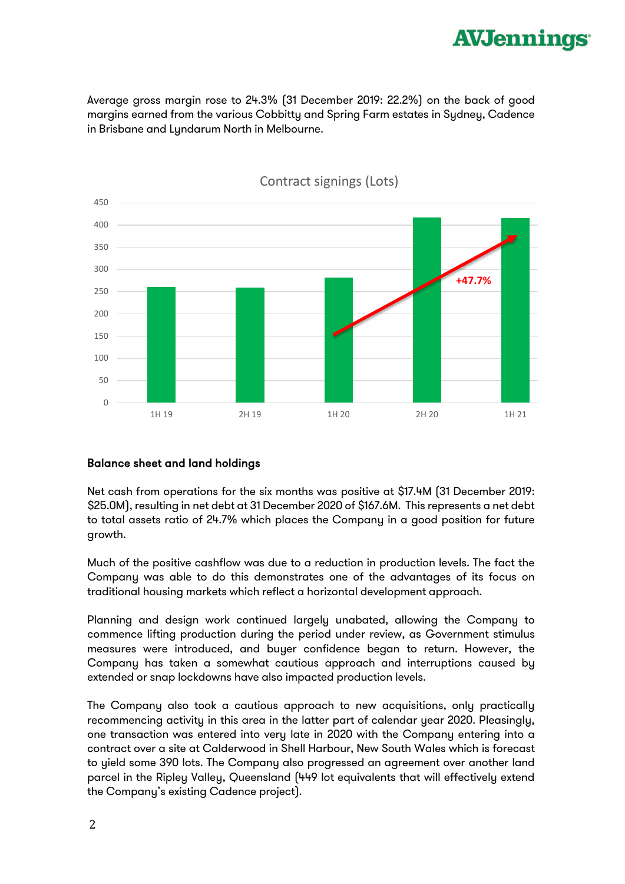Average gross margin rose to 24.3% (31 December 2019: 22.2%) on the back of good margins earned from the various Cobbitty and Spring Farm estates in Sydney, Cadence in Brisbane and Lyndarum North in Melbourne.

Contract signings (Lots)

| Period | Lots |
|---|---|
| 1H 19 | ~260 |
| 2H 19 | ~258 |
| 1H 20 | ~281 |
| 2H 20 | ~417 |
| 1H 21 | ~415 |

+47.7%

## Balance sheet and land holdings

Net cash from operations for the six months was positive at $17.4M (31 December 2019: $25.0M), resulting in net debt at 31 December 2020 of $167.6M. This represents a net debt to total assets ratio of 24.7% which places the Company in a good position for future growth.

Much of the positive cashflow was due to a reduction in production levels. The fact the Company was able to do this demonstrates one of the advantages of its focus on traditional housing markets which reflect a horizontal development approach.

Planning and design work continued largely unabated, allowing the Company to commence lifting production during the period under review, as Government stimulus measures were introduced, and buyer confidence began to return. However, the Company has taken a somewhat cautious approach and interruptions caused by extended or snap lockdowns have also impacted production levels.

The Company also took a cautious approach to new acquisitions, only practically recommencing activity in this area in the latter part of calendar year 2020. Pleasingly, one transaction was entered into very late in 2020 with the Company entering into a contract over a site at Calderwood in Shell Harbour, New South Wales which is forecast to yield some 390 lots. The Company also progressed an agreement over another land parcel in the Ripley Valley, Queensland (449 lot equivalents that will effectively extend the Company's existing Cadence project).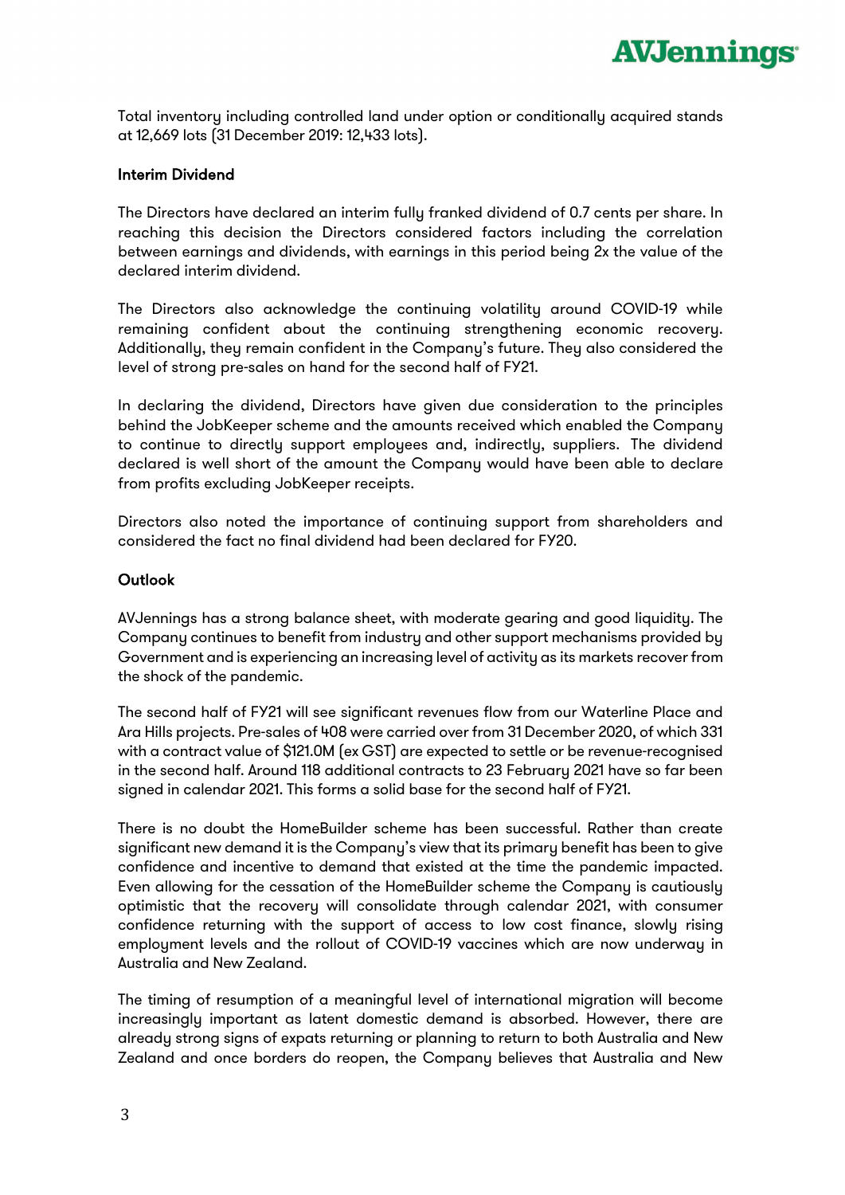Total inventory including controlled land under option or conditionally acquired stands at 12,669 lots (31 December 2019: 12,433 lots).

## Interim Dividend

The Directors have declared an interim fully franked dividend of 0.7 cents per share. In reaching this decision the Directors considered factors including the correlation between earnings and dividends, with earnings in this period being 2x the value of the declared interim dividend.

The Directors also acknowledge the continuing volatility around COVID-19 while remaining confident about the continuing strengthening economic recovery. Additionally, they remain confident in the Company's future. They also considered the level of strong pre-sales on hand for the second half of FY21.

In declaring the dividend, Directors have given due consideration to the principles behind the JobKeeper scheme and the amounts received which enabled the Company to continue to directly support employees and, indirectly, suppliers. The dividend declared is well short of the amount the Company would have been able to declare from profits excluding JobKeeper receipts.

Directors also noted the importance of continuing support from shareholders and considered the fact no final dividend had been declared for FY20.

## Outlook

AVJennings has a strong balance sheet, with moderate gearing and good liquidity. The Company continues to benefit from industry and other support mechanisms provided by Government and is experiencing an increasing level of activity as its markets recover from the shock of the pandemic.

The second half of FY21 will see significant revenues flow from our Waterline Place and Ara Hills projects. Pre-sales of 408 were carried over from 31 December 2020, of which 331 with a contract value of $121.0M (ex GST) are expected to settle or be revenue-recognised in the second half. Around 118 additional contracts to 23 February 2021 have so far been signed in calendar 2021. This forms a solid base for the second half of FY21.

There is no doubt the HomeBuilder scheme has been successful. Rather than create significant new demand it is the Company's view that its primary benefit has been to give confidence and incentive to demand that existed at the time the pandemic impacted. Even allowing for the cessation of the HomeBuilder scheme the Company is cautiously optimistic that the recovery will consolidate through calendar 2021, with consumer confidence returning with the support of access to low cost finance, slowly rising employment levels and the rollout of COVID-19 vaccines which are now underway in Australia and New Zealand.

The timing of resumption of a meaningful level of international migration will become increasingly important as latent domestic demand is absorbed. However, there are already strong signs of expats returning or planning to return to both Australia and New Zealand and once borders do reopen, the Company believes that Australia and New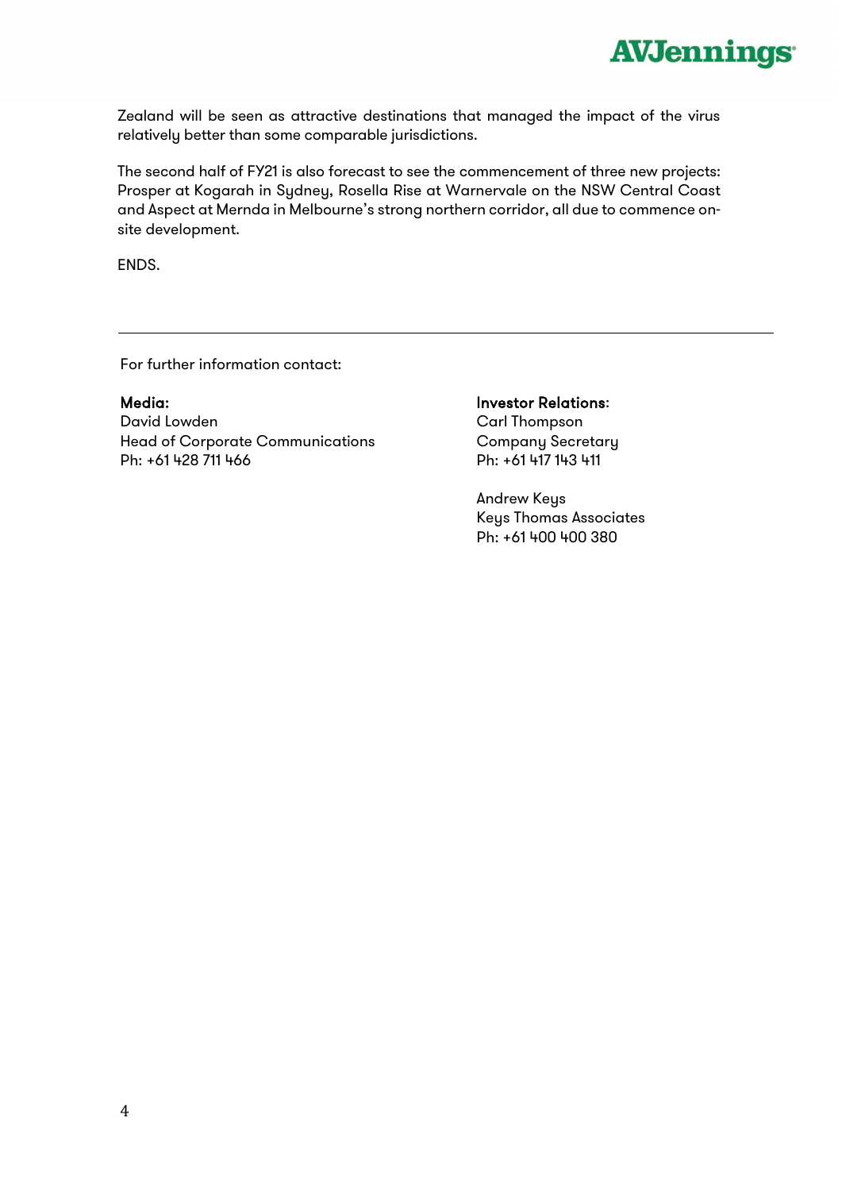Zealand will be seen as attractive destinations that managed the impact of the virus relatively better than some comparable jurisdictions.

The second half of FY21 is also forecast to see the commencement of three new projects: Prosper at Kogarah in Sydney, Rosella Rise at Warnervale on the NSW Central Coast and Aspect at Mernda in Melbourne's strong northern corridor, all due to commence on-site development.

ENDS.

---

For further information contact:

**Media:**
David Lowden
Head of Corporate Communications
Ph: +61 428 711 466

**Investor Relations:**
Carl Thompson
Company Secretary
Ph: +61 417 143 411

Andrew Keys
Keys Thomas Associates
Ph: +61 400 400 380